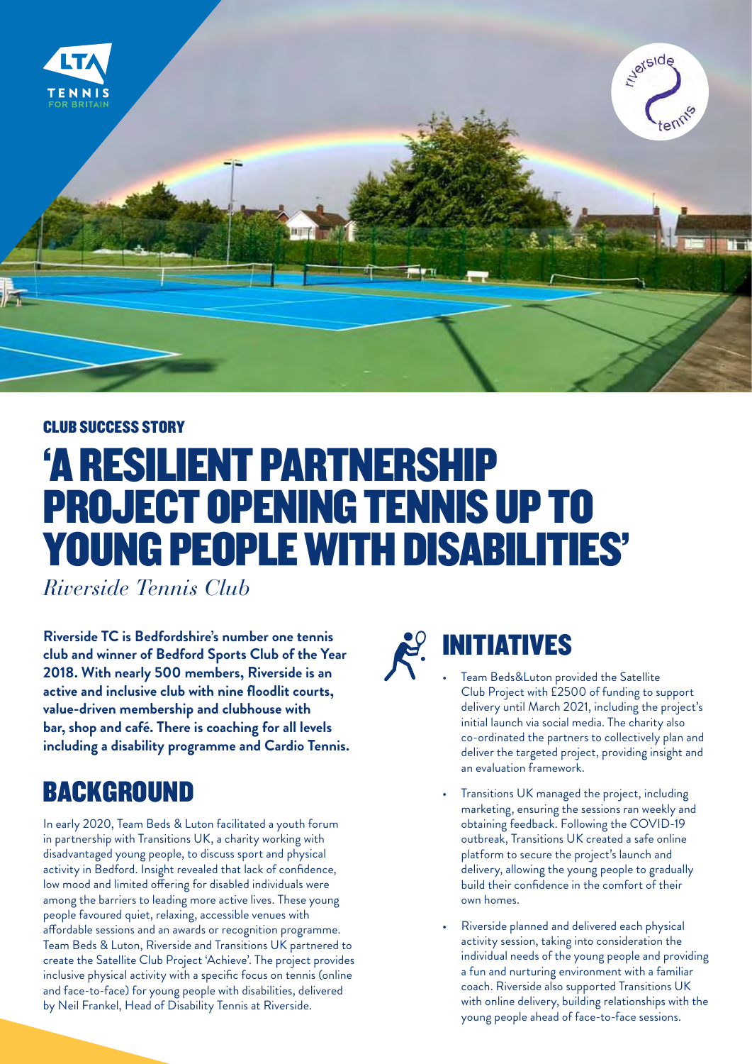CLUB SUCCESS STORY

# 'A RESILIENT PARTNERSHIP PROJECT OPENING TENNIS UP TO YOUNG PEOPLE WITH DISABILITIES'

*Riverside Tennis Club*

**Riverside TC is Bedfordshire's number one tennis club and winner of Bedford Sports Club of the Year 2018. With nearly 500 members, Riverside is an active and inclusive club with nine floodlit courts, value-driven membership and clubhouse with bar, shop and café. There is coaching for all levels including a disability programme and Cardio Tennis.**

## BACKGROUND

In early 2020, Team Beds & Luton facilitated a youth forum in partnership with Transitions UK, a charity working with disadvantaged young people, to discuss sport and physical activity in Bedford. Insight revealed that lack of confidence, low mood and limited offering for disabled individuals were among the barriers to leading more active lives. These young people favoured quiet, relaxing, accessible venues with affordable sessions and an awards or recognition programme. Team Beds & Luton, Riverside and Transitions UK partnered to create the Satellite Club Project 'Achieve'. The project provides inclusive physical activity with a specific focus on tennis (online and face-to-face) for young people with disabilities, delivered by Neil Frankel, Head of Disability Tennis at Riverside.

## INITIATIVES

- Team Beds&Luton provided the Satellite Club Project with £2500 of funding to support delivery until March 2021, including the project's initial launch via social media. The charity also co-ordinated the partners to collectively plan and deliver the targeted project, providing insight and an evaluation framework.
- Transitions UK managed the project, including marketing, ensuring the sessions ran weekly and obtaining feedback. Following the COVID-19 outbreak, Transitions UK created a safe online platform to secure the project's launch and delivery, allowing the young people to gradually build their confidence in the comfort of their own homes.
- Riverside planned and delivered each physical activity session, taking into consideration the individual needs of the young people and providing a fun and nurturing environment with a familiar coach. Riverside also supported Transitions UK with online delivery, building relationships with the young people ahead of face-to-face sessions.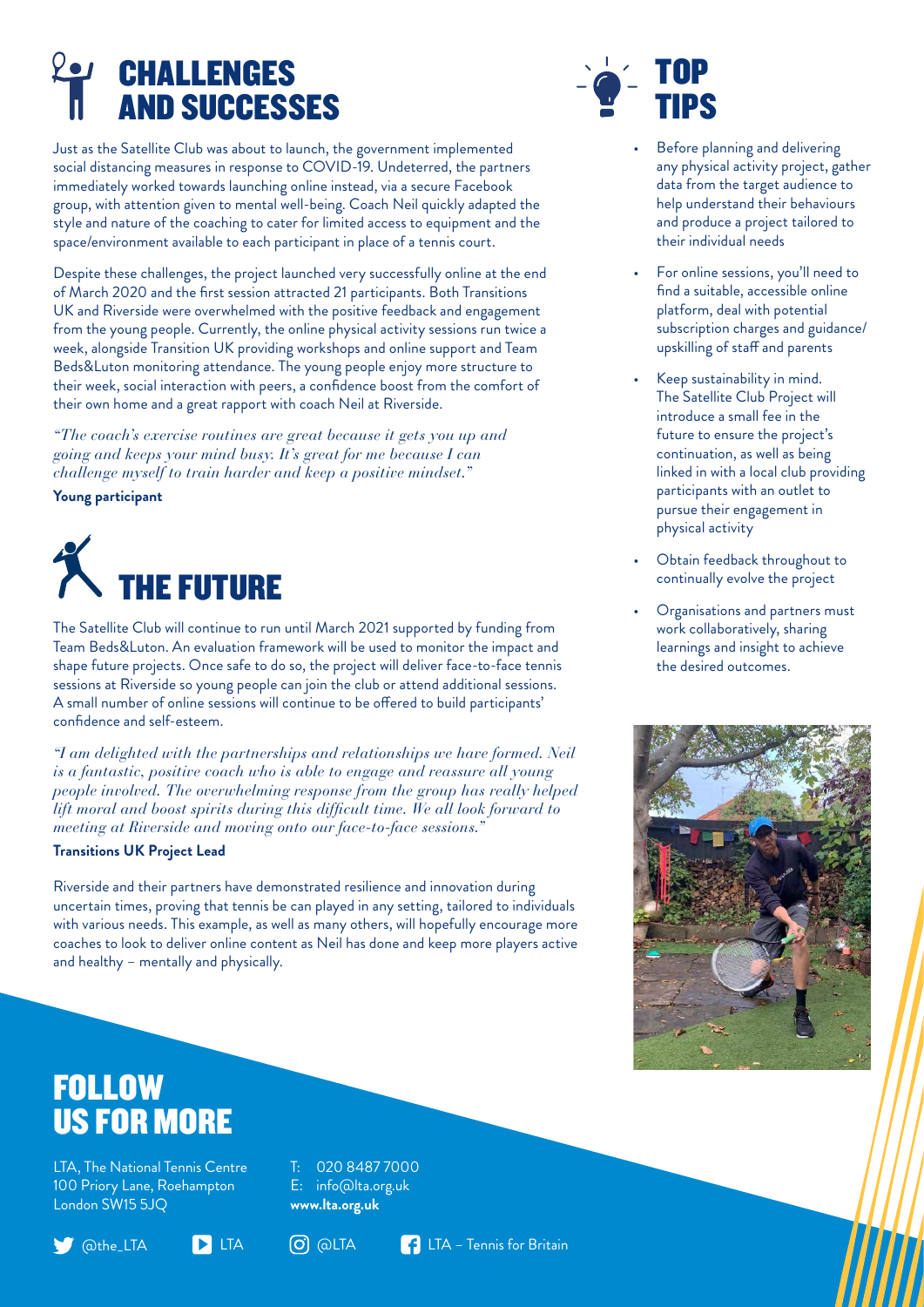## CHALLENGES AND SUCCESSES

Just as the Satellite Club was about to launch, the government implemented social distancing measures in response to COVID-19. Undeterred, the partners immediately worked towards launching online instead, via a secure Facebook group, with attention given to mental well-being. Coach Neil quickly adapted the style and nature of the coaching to cater for limited access to equipment and the space/environment available to each participant in place of a tennis court.

Despite these challenges, the project launched very successfully online at the end of March 2020 and the first session attracted 21 participants. Both Transitions UK and Riverside were overwhelmed with the positive feedback and engagement from the young people. Currently, the online physical activity sessions run twice a week, alongside Transition UK providing workshops and online support and Team Beds&Luton monitoring attendance. The young people enjoy more structure to their week, social interaction with peers, a confidence boost from the comfort of their own home and a great rapport with coach Neil at Riverside.

*"The coach's exercise routines are great because it gets you up and going and keeps your mind busy. It's great for me because I can challenge myself to train harder and keep a positive mindset."*

**Young participant**

## THE FUTURE

The Satellite Club will continue to run until March 2021 supported by funding from Team Beds&Luton. An evaluation framework will be used to monitor the impact and shape future projects. Once safe to do so, the project will deliver face-to-face tennis sessions at Riverside so young people can join the club or attend additional sessions. A small number of online sessions will continue to be offered to build participants' confidence and self-esteem.

*"I am delighted with the partnerships and relationships we have formed. Neil is a fantastic, positive coach who is able to engage and reassure all young people involved. The overwhelming response from the group has really helped lift moral and boost spirits during this difficult time. We all look forward to meeting at Riverside and moving onto our face-to-face sessions."*

**Transitions UK Project Lead**

Riverside and their partners have demonstrated resilience and innovation during uncertain times, proving that tennis be can played in any setting, tailored to individuals with various needs. This example, as well as many others, will hopefully encourage more coaches to look to deliver online content as Neil has done and keep more players active and healthy – mentally and physically.

## TOP TIPS

- Before planning and delivering any physical activity project, gather data from the target audience to help understand their behaviours and produce a project tailored to their individual needs
- For online sessions, you'll need to find a suitable, accessible online platform, deal with potential subscription charges and guidance/upskilling of staff and parents
- Keep sustainability in mind. The Satellite Club Project will introduce a small fee in the future to ensure the project's continuation, as well as being linked in with a local club providing participants with an outlet to pursue their engagement in physical activity
- Obtain feedback throughout to continually evolve the project
- Organisations and partners must work collaboratively, sharing learnings and insight to achieve the desired outcomes.

## FOLLOW US FOR MORE

LTA, The National Tennis Centre
100 Priory Lane, Roehampton
London SW15 5JQ

T: 020 8487 7000
E: info@lta.org.uk
**www.lta.org.uk**

@the_LTA LTA @LTA LTA – Tennis for Britain